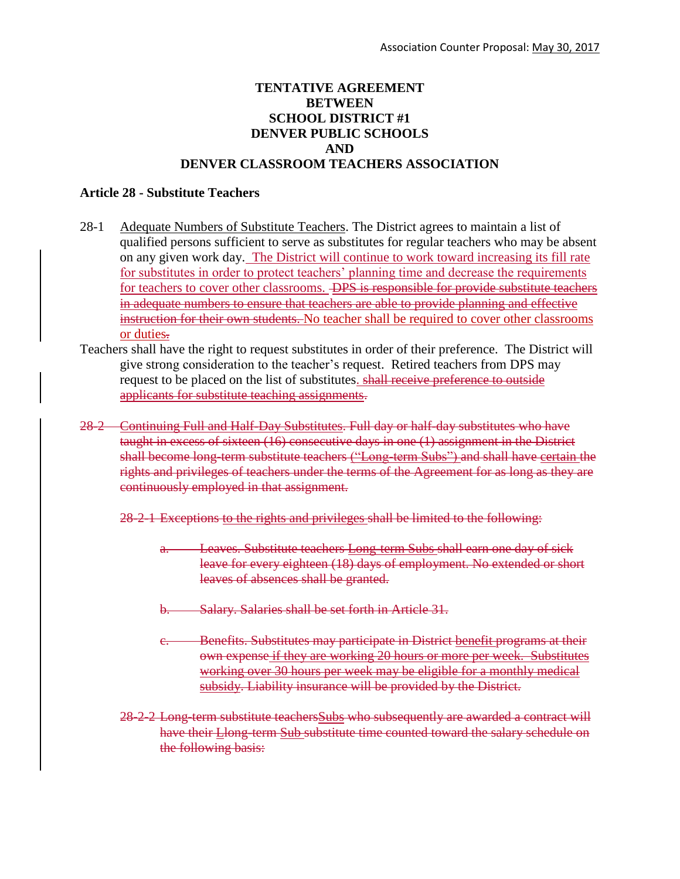Association Counter Proposal: May 30, 2017

# TENTATIVE AGREEMENT
# BETWEEN
# SCHOOL DISTRICT #1
# DENVER PUBLIC SCHOOLS
# AND
# DENVER CLASSROOM TEACHERS ASSOCIATION

## Article 28 - Substitute Teachers

28-1 Adequate Numbers of Substitute Teachers. The District agrees to maintain a list of qualified persons sufficient to serve as substitutes for regular teachers who may be absent on any given work day. The District will continue to work toward increasing its fill rate for substitutes in order to protect teachers' planning time and decrease the requirements for teachers to cover other classrooms. ~~DPS is responsible for provide substitute teachers in adequate numbers to ensure that teachers are able to provide planning and effective instruction for their own students.~~ No teacher shall be required to cover other classrooms or duties~~.~~

Teachers shall have the right to request substitutes in order of their preference. The District will give strong consideration to the teacher's request. Retired teachers from DPS may request to be placed on the list of substitutes. ~~shall receive preference to outside applicants for substitute teaching assignments~~.

~~28-2 Continuing Full and Half-Day Substitutes. Full day or half-day substitutes who have taught in excess of sixteen (16) consecutive days in one (1) assignment in the District shall become long-term substitute teachers ("Long-term Subs") and shall have certain the rights and privileges of teachers under the terms of the Agreement for as long as they are continuously employed in that assignment.~~

~~28-2-1 Exceptions to the rights and privileges shall be limited to the following:~~

~~a. Leaves. Substitute teachers Long-term Subs shall earn one day of sick leave for every eighteen (18) days of employment. No extended or short leaves of absences shall be granted.~~

~~b. Salary. Salaries shall be set forth in Article 31.~~

~~c. Benefits. Substitutes may participate in District benefit programs at their own expense if they are working 20 hours or more per week. Substitutes working over 30 hours per week may be eligible for a monthly medical subsidy. Liability insurance will be provided by the District.~~

~~28-2-2 Long-term substitute teachersSubs who subsequently are awarded a contract will have their Llong-term Sub substitute time counted toward the salary schedule on the following basis:~~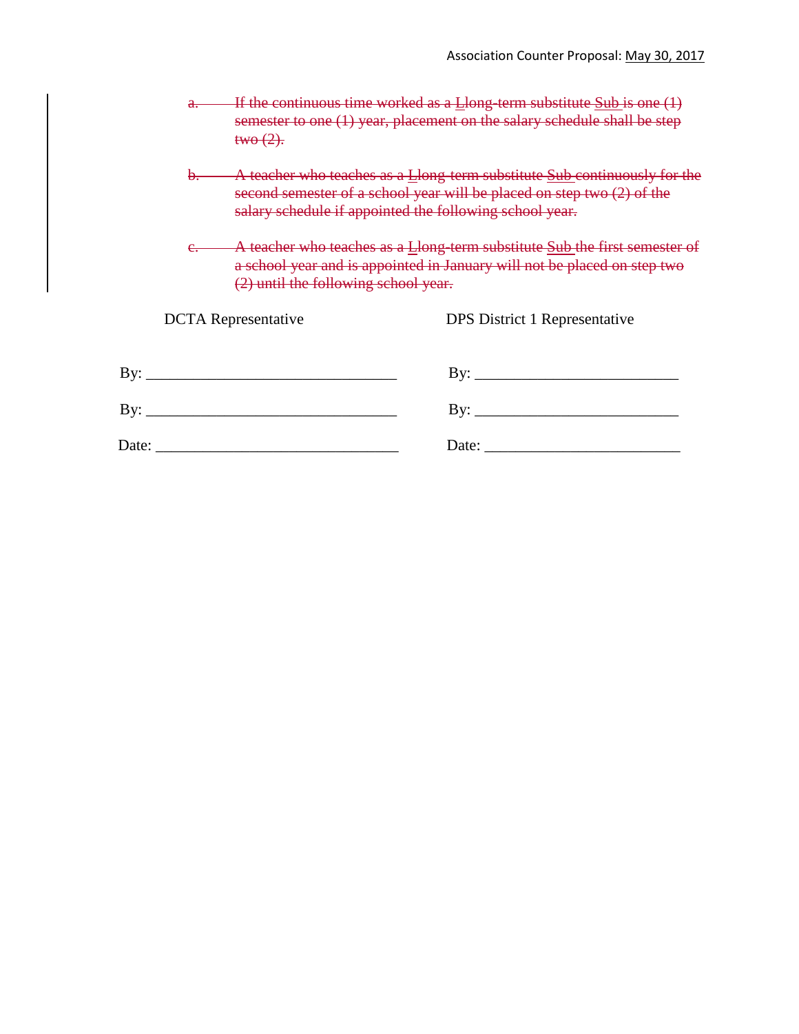a. ~~If the continuous time worked as a Llong-term substitute Sub is one (1) semester to one (1) year, placement on the salary schedule shall be step two (2).~~

b. ~~A teacher who teaches as a Llong-term substitute Sub continuously for the second semester of a school year will be placed on step two (2) of the salary schedule if appointed the following school year.~~

c. ~~A teacher who teaches as a Llong-term substitute Sub the first semester of a school year and is appointed in January will not be placed on step two (2) until the following school year.~~

| DCTA Representative | DPS District 1 Representative |
|---|---|
| By: ______________________________ | By: ________________________ |
| By: ______________________________ | By: ________________________ |
| Date: _____________________________ | Date: _______________________ |